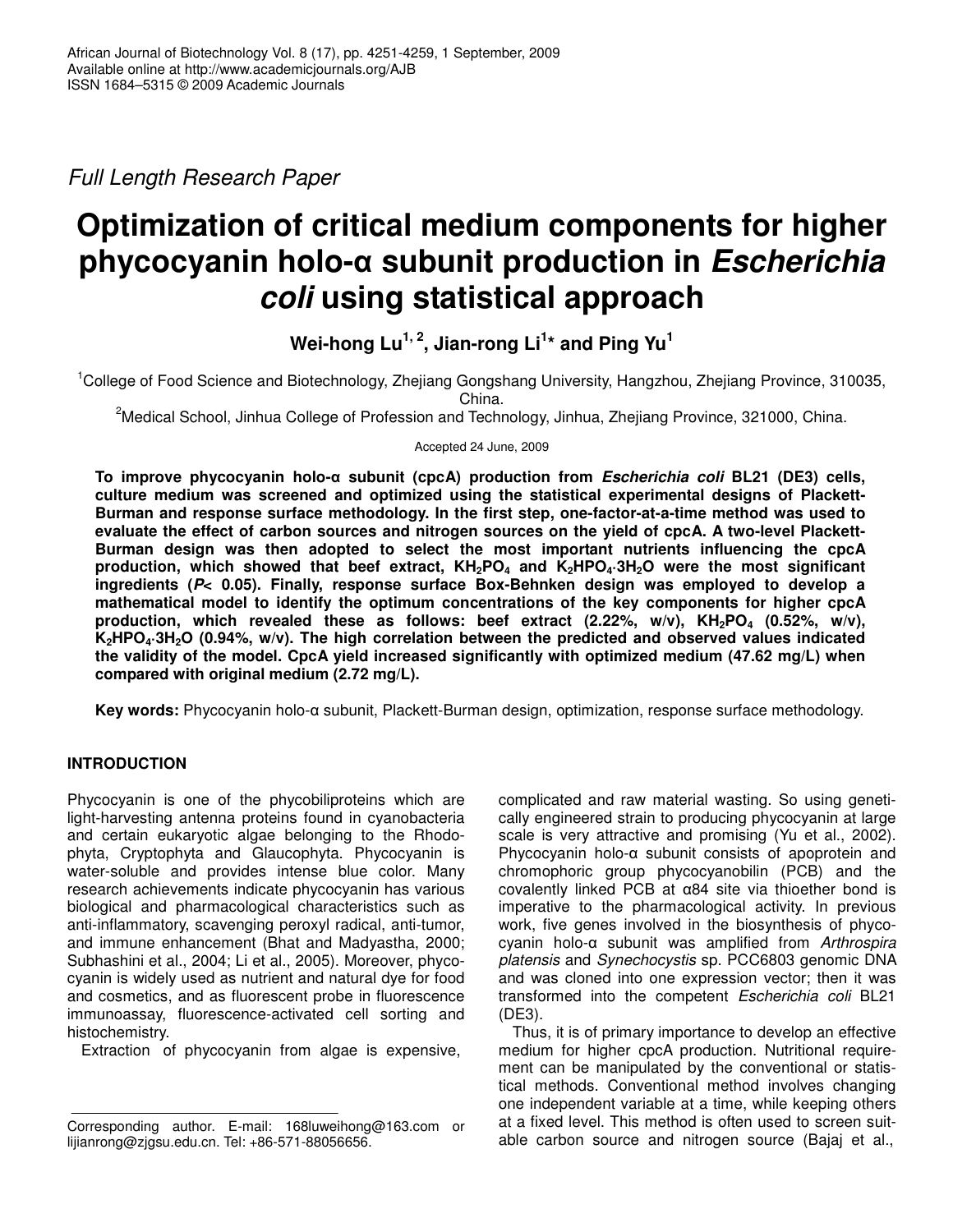*Full Length Research Paper*

# Optimization of critical medium components for higher phycocyanin holo-α subunit production in *Escherichia coli* using statistical approach

**Wei-hong Lu[1, 2], Jian-rong Li[1]* and Ping Yu[1]**

[1]College of Food Science and Biotechnology, Zhejiang Gongshang University, Hangzhou, Zhejiang Province, 310035, China.

[2]Medical School, Jinhua College of Profession and Technology, Jinhua, Zhejiang Province, 321000, China.

Accepted 24 June, 2009

**To improve phycocyanin holo-α subunit (cpcA) production from *Escherichia coli* BL21 (DE3) cells, culture medium was screened and optimized using the statistical experimental designs of Plackett-Burman and response surface methodology. In the first step, one-factor-at-a-time method was used to evaluate the effect of carbon sources and nitrogen sources on the yield of cpcA. A two-level Plackett-Burman design was then adopted to select the most important nutrients influencing the cpcA production, which showed that beef extract, $KH_2PO_4$ and $K_2HPO_4 \cdot 3H_2O$ were the most significant ingredients (*P*< 0.05). Finally, response surface Box-Behnken design was employed to develop a mathematical model to identify the optimum concentrations of the key components for higher cpcA production, which revealed these as follows: beef extract (2.22%, w/v), $KH_2PO_4$ (0.52%, w/v), $K_2HPO_4 \cdot 3H_2O$ (0.94%, w/v). The high correlation between the predicted and observed values indicated the validity of the model. CpcA yield increased significantly with optimized medium (47.62 mg/L) when compared with original medium (2.72 mg/L).**

**Key words:** Phycocyanin holo-α subunit, Plackett-Burman design, optimization, response surface methodology.

## INTRODUCTION

Phycocyanin is one of the phycobiliproteins which are light-harvesting antenna proteins found in cyanobacteria and certain eukaryotic algae belonging to the Rhodophyta, Cryptophyta and Glaucophyta. Phycocyanin is water-soluble and provides intense blue color. Many research achievements indicate phycocyanin has various biological and pharmacological characteristics such as anti-inflammatory, scavenging peroxyl radical, anti-tumor, and immune enhancement (Bhat and Madyastha, 2000; Subhashini et al., 2004; Li et al., 2005). Moreover, phycocyanin is widely used as nutrient and natural dye for food and cosmetics, and as fluorescent probe in fluorescence immunoassay, fluorescence-activated cell sorting and histochemistry.

Extraction of phycocyanin from algae is expensive, complicated and raw material wasting. So using genetically engineered strain to producing phycocyanin at large scale is very attractive and promising (Yu et al., 2002). Phycocyanin holo-α subunit consists of apoprotein and chromophoric group phycocyanobilin (PCB) and the covalently linked PCB at α84 site via thioether bond is imperative to the pharmacological activity. In previous work, five genes involved in the biosynthesis of phycocyanin holo-α subunit was amplified from *Arthrospira platensis* and *Synechocystis* sp. PCC6803 genomic DNA and was cloned into one expression vector; then it was transformed into the competent *Escherichia coli* BL21 (DE3).

Thus, it is of primary importance to develop an effective medium for higher cpcA production. Nutritional requirement can be manipulated by the conventional or statistical methods. Conventional method involves changing one independent variable at a time, while keeping others at a fixed level. This method is often used to screen suitable carbon source and nitrogen source (Bajaj et al.,

Corresponding author. E-mail: 168luweihong@163.com or lijianrong@zjgsu.edu.cn. Tel: +86-571-88056656.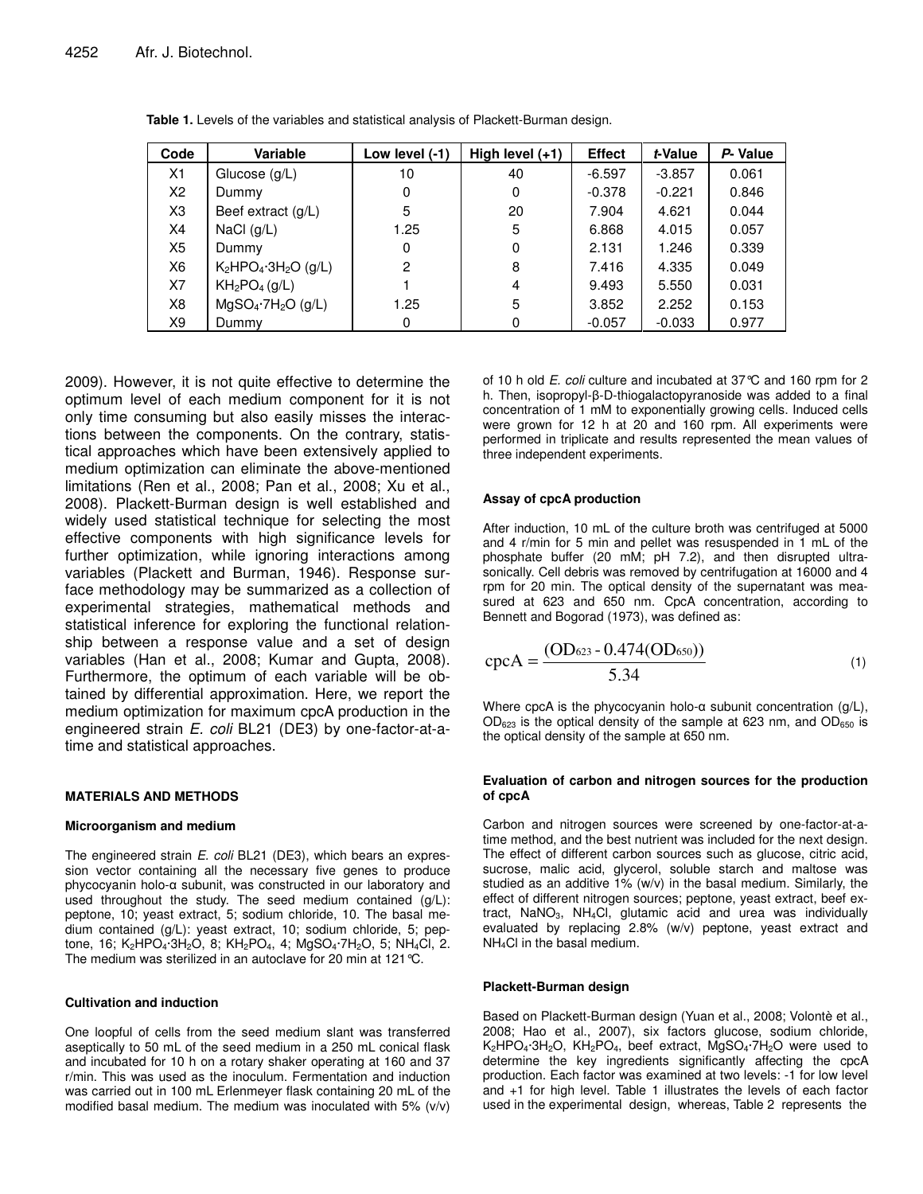**Table 1.** Levels of the variables and statistical analysis of Plackett-Burman design.

| Code | Variable | Low level (-1) | High level (+1) | Effect | *t*-Value | *P*- Value |
|---|---|---|---|---|---|---|
| X1 | Glucose (g/L) | 10 | 40 | -6.597 | -3.857 | 0.061 |
| X2 | Dummy | 0 | 0 | -0.378 | -0.221 | 0.846 |
| X3 | Beef extract (g/L) | 5 | 20 | 7.904 | 4.621 | 0.044 |
| X4 | NaCl (g/L) | 1.25 | 5 | 6.868 | 4.015 | 0.057 |
| X5 | Dummy | 0 | 0 | 2.131 | 1.246 | 0.339 |
| X6 | $K_2HPO_4{\cdot}3H_2O$ (g/L) | 2 | 8 | 7.416 | 4.335 | 0.049 |
| X7 | $KH_2PO_4$ (g/L) | 1 | 4 | 9.493 | 5.550 | 0.031 |
| X8 | $MgSO_4{\cdot}7H_2O$ (g/L) | 1.25 | 5 | 3.852 | 2.252 | 0.153 |
| X9 | Dummy | 0 | 0 | -0.057 | -0.033 | 0.977 |

2009). However, it is not quite effective to determine the optimum level of each medium component for it is not only time consuming but also easily misses the interactions between the components. On the contrary, statistical approaches which have been extensively applied to medium optimization can eliminate the above-mentioned limitations (Ren et al., 2008; Pan et al., 2008; Xu et al., 2008). Plackett-Burman design is well established and widely used statistical technique for selecting the most effective components with high significance levels for further optimization, while ignoring interactions among variables (Plackett and Burman, 1946). Response surface methodology may be summarized as a collection of experimental strategies, mathematical methods and statistical inference for exploring the functional relationship between a response value and a set of design variables (Han et al., 2008; Kumar and Gupta, 2008). Furthermore, the optimum of each variable will be obtained by differential approximation. Here, we report the medium optimization for maximum cpcA production in the engineered strain *E. coli* BL21 (DE3) by one-factor-at-a-time and statistical approaches.

## MATERIALS AND METHODS

### Microorganism and medium

The engineered strain *E. coli* BL21 (DE3), which bears an expression vector containing all the necessary five genes to produce phycocyanin holo-α subunit, was constructed in our laboratory and used throughout the study. The seed medium contained (g/L): peptone, 10; yeast extract, 5; sodium chloride, 10. The basal medium contained (g/L): yeast extract, 10; sodium chloride, 5; peptone, 16; $K_2HPO_4{\cdot}3H_2O$, 8; $KH_2PO_4$, 4; $MgSO_4{\cdot}7H_2O$, 5; $NH_4Cl$, 2. The medium was sterilized in an autoclave for 20 min at 121°C.

### Cultivation and induction

One loopful of cells from the seed medium slant was transferred aseptically to 50 mL of the seed medium in a 250 mL conical flask and incubated for 10 h on a rotary shaker operating at 160 and 37 r/min. This was used as the inoculum. Fermentation and induction was carried out in 100 mL Erlenmeyer flask containing 20 mL of the modified basal medium. The medium was inoculated with 5% (v/v) of 10 h old *E. coli* culture and incubated at 37°C and 160 rpm for 2 h. Then, isopropyl-β-D-thiogalactopyranoside was added to a final concentration of 1 mM to exponentially growing cells. Induced cells were grown for 12 h at 20 and 160 rpm. All experiments were performed in triplicate and results represented the mean values of three independent experiments.

### Assay of cpcA production

After induction, 10 mL of the culture broth was centrifuged at 5000 and 4 r/min for 5 min and pellet was resuspended in 1 mL of the phosphate buffer (20 mM; pH 7.2), and then disrupted ultrasonically. Cell debris was removed by centrifugation at 16000 and 4 rpm for 20 min. The optical density of the supernatant was measured at 623 and 650 nm. CpcA concentration, according to Bennett and Bogorad (1973), was defined as:

$$\text{cpcA} = \frac{(\text{OD}_{623} - 0.474(\text{OD}_{650}))}{5.34} \tag{1}$$

Where cpcA is the phycocyanin holo-α subunit concentration (g/L), $OD_{623}$ is the optical density of the sample at 623 nm, and $OD_{650}$ is the optical density of the sample at 650 nm.

### Evaluation of carbon and nitrogen sources for the production of cpcA

Carbon and nitrogen sources were screened by one-factor-at-a-time method, and the best nutrient was included for the next design. The effect of different carbon sources such as glucose, citric acid, sucrose, malic acid, glycerol, soluble starch and maltose was studied as an additive 1% (w/v) in the basal medium. Similarly, the effect of different nitrogen sources; peptone, yeast extract, beef extract, $NaNO_3$, $NH_4Cl$, glutamic acid and urea was individually evaluated by replacing 2.8% (w/v) peptone, yeast extract and $NH_4Cl$ in the basal medium.

### Plackett-Burman design

Based on Plackett-Burman design (Yuan et al., 2008; Volontè et al., 2008; Hao et al., 2007), six factors glucose, sodium chloride, $K_2HPO_4{\cdot}3H_2O$, $KH_2PO_4$, beef extract, $MgSO_4{\cdot}7H_2O$ were used to determine the key ingredients significantly affecting the cpcA production. Each factor was examined at two levels: -1 for low level and +1 for high level. Table 1 illustrates the levels of each factor used in the experimental design, whereas, Table 2 represents the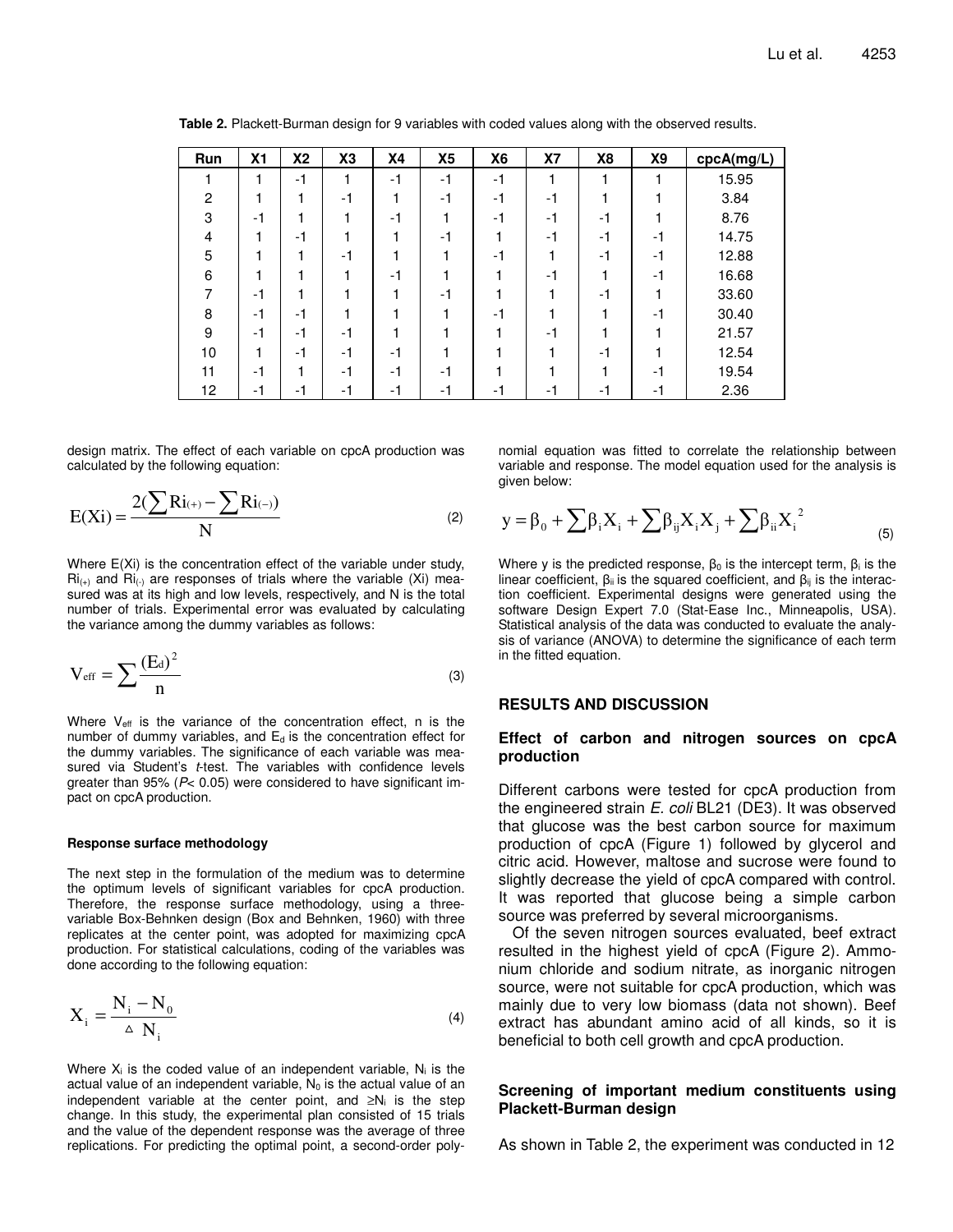**Table 2.** Plackett-Burman design for 9 variables with coded values along with the observed results.

| Run | X1 | X2 | X3 | X4 | X5 | X6 | X7 | X8 | X9 | cpcA(mg/L) |
|---|---|---|---|---|---|---|---|---|---|---|
| 1 | 1 | -1 | 1 | -1 | -1 | -1 | 1 | 1 | 1 | 15.95 |
| 2 | 1 | 1 | -1 | 1 | -1 | -1 | -1 | 1 | 1 | 3.84 |
| 3 | -1 | 1 | 1 | -1 | 1 | -1 | -1 | -1 | 1 | 8.76 |
| 4 | 1 | -1 | 1 | 1 | -1 | 1 | -1 | -1 | -1 | 14.75 |
| 5 | 1 | 1 | -1 | 1 | 1 | -1 | 1 | -1 | -1 | 12.88 |
| 6 | 1 | 1 | 1 | -1 | 1 | 1 | -1 | 1 | -1 | 16.68 |
| 7 | -1 | 1 | 1 | 1 | -1 | 1 | 1 | -1 | 1 | 33.60 |
| 8 | -1 | -1 | 1 | 1 | 1 | -1 | 1 | 1 | -1 | 30.40 |
| 9 | -1 | -1 | -1 | 1 | 1 | 1 | -1 | 1 | 1 | 21.57 |
| 10 | 1 | -1 | -1 | -1 | 1 | 1 | 1 | -1 | 1 | 12.54 |
| 11 | -1 | 1 | -1 | -1 | -1 | 1 | 1 | 1 | -1 | 19.54 |
| 12 | -1 | -1 | -1 | -1 | -1 | -1 | -1 | -1 | -1 | 2.36 |

design matrix. The effect of each variable on cpcA production was calculated by the following equation:

$$E(Xi) = \frac{2(\sum Ri_{(+)} - \sum Ri_{(-)})}{N} \tag{2}$$

Where E(Xi) is the concentration effect of the variable under study, $Ri_{(+)}$ and $Ri_{(-)}$ are responses of trials where the variable (Xi) measured was at its high and low levels, respectively, and N is the total number of trials. Experimental error was evaluated by calculating the variance among the dummy variables as follows:

$$V_{eff} = \sum \frac{(E_d)^2}{n} \tag{3}$$

Where $V_{eff}$ is the variance of the concentration effect, n is the number of dummy variables, and $E_d$ is the concentration effect for the dummy variables. The significance of each variable was measured via Student's *t*-test. The variables with confidence levels greater than 95% ($P$< 0.05) were considered to have significant impact on cpcA production.

#### Response surface methodology

The next step in the formulation of the medium was to determine the optimum levels of significant variables for cpcA production. Therefore, the response surface methodology, using a three-variable Box-Behnken design (Box and Behnken, 1960) with three replicates at the center point, was adopted for maximizing cpcA production. For statistical calculations, coding of the variables was done according to the following equation:

$$X_i = \frac{N_i - N_0}{\triangle N_i} \tag{4}$$

Where $X_i$ is the coded value of an independent variable, $N_i$ is the actual value of an independent variable, $N_0$ is the actual value of an independent variable at the center point, and $\geq N_i$ is the step change. In this study, the experimental plan consisted of 15 trials and the value of the dependent response was the average of three replications. For predicting the optimal point, a second-order polynomial equation was fitted to correlate the relationship between variable and response. The model equation used for the analysis is given below:

$$y = \beta_0 + \sum \beta_i X_i + \sum \beta_{ij} X_i X_j + \sum \beta_{ii} X_i^2 \tag{5}$$

Where y is the predicted response, $\beta_0$ is the intercept term, $\beta_i$ is the linear coefficient, $\beta_{ii}$ is the squared coefficient, and $\beta_{ij}$ is the interaction coefficient. Experimental designs were generated using the software Design Expert 7.0 (Stat-Ease Inc., Minneapolis, USA). Statistical analysis of the data was conducted to evaluate the analysis of variance (ANOVA) to determine the significance of each term in the fitted equation.

## RESULTS AND DISCUSSION

### Effect of carbon and nitrogen sources on cpcA production

Different carbons were tested for cpcA production from the engineered strain *E. coli* BL21 (DE3). It was observed that glucose was the best carbon source for maximum production of cpcA (Figure 1) followed by glycerol and citric acid. However, maltose and sucrose were found to slightly decrease the yield of cpcA compared with control. It was reported that glucose being a simple carbon source was preferred by several microorganisms.

Of the seven nitrogen sources evaluated, beef extract resulted in the highest yield of cpcA (Figure 2). Ammonium chloride and sodium nitrate, as inorganic nitrogen source, were not suitable for cpcA production, which was mainly due to very low biomass (data not shown). Beef extract has abundant amino acid of all kinds, so it is beneficial to both cell growth and cpcA production.

### Screening of important medium constituents using Plackett-Burman design

As shown in Table 2, the experiment was conducted in 12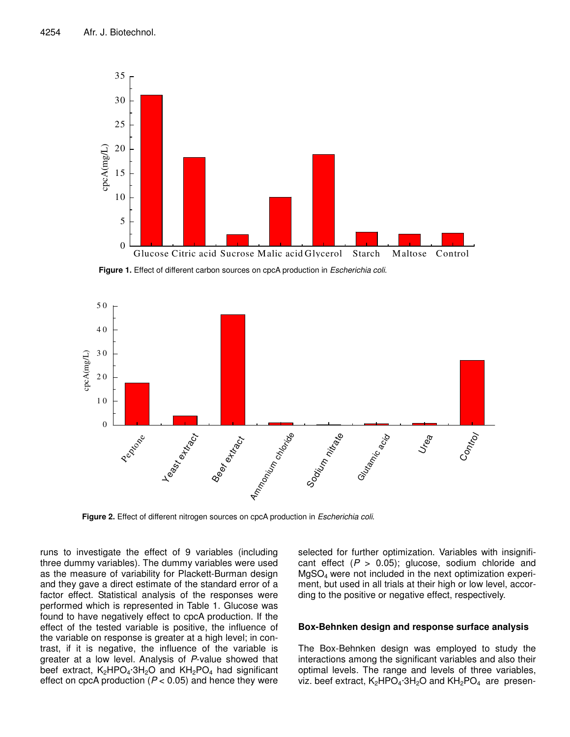35
30
25
20
15
10
5
0
cpcA(mg/L)
Glucose Citric acid Sucrose Malic acid Glycerol Starch Maltose Control

**Figure 1.** Effect of different carbon sources on cpcA production in *Escherichia coli*.

50
40
30
20
10
0
cpcA(mg/L)
Peptone
Yeast extract
Beef extract
Ammonium chloride
Sodium nitrate
Glutamic acid
Urea
Control

**Figure 2.** Effect of different nitrogen sources on cpcA production in *Escherichia coli*.

runs to investigate the effect of 9 variables (including three dummy variables). The dummy variables were used as the measure of variability for Plackett-Burman design and they gave a direct estimate of the standard error of a factor effect. Statistical analysis of the responses were performed which is represented in Table 1. Glucose was found to have negatively effect to cpcA production. If the effect of the tested variable is positive, the influence of the variable on response is greater at a high level; in contrast, if it is negative, the influence of the variable is greater at a low level. Analysis of *P*-value showed that beef extract, $K_2HPO_4 \cdot 3H_2O$ and $KH_2PO_4$ had significant effect on cpcA production ($P < 0.05$) and hence they were selected for further optimization. Variables with insignificant effect ($P > 0.05$); glucose, sodium chloride and $MgSO_4$ were not included in the next optimization experiment, but used in all trials at their high or low level, according to the positive or negative effect, respectively.

### Box-Behnken design and response surface analysis

The Box-Behnken design was employed to study the interactions among the significant variables and also their optimal levels. The range and levels of three variables, viz. beef extract, $K_2HPO_4 \cdot 3H_2O$ and $KH_2PO_4$ are presen-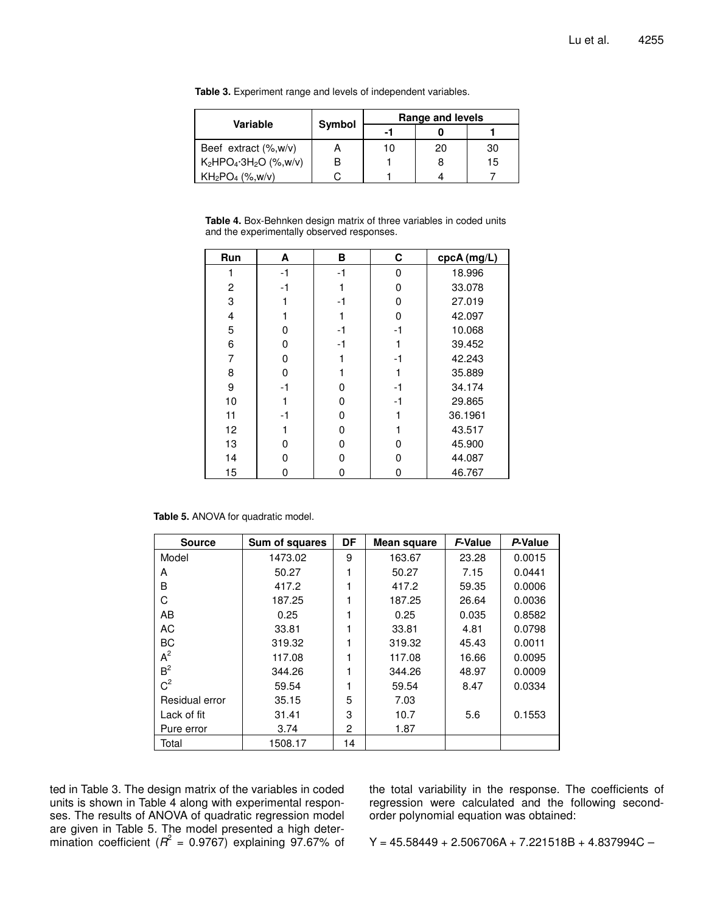**Table 3.** Experiment range and levels of independent variables.

| Variable | Symbol | Range and levels | | |
|---|---|---|---|---|
| | | -1 | 0 | 1 |
| Beef extract (%,w/v) | A | 10 | 20 | 30 |
| $K_2HPO_4{\cdot}3H_2O$ (%,w/v) | B | 1 | 8 | 15 |
| $KH_2PO_4$ (%,w/v) | C | 1 | 4 | 7 |

**Table 4.** Box-Behnken design matrix of three variables in coded units and the experimentally observed responses.

| Run | A | B | C | cpcA (mg/L) |
|---|---|---|---|---|
| 1 | -1 | -1 | 0 | 18.996 |
| 2 | -1 | 1 | 0 | 33.078 |
| 3 | 1 | -1 | 0 | 27.019 |
| 4 | 1 | 1 | 0 | 42.097 |
| 5 | 0 | -1 | -1 | 10.068 |
| 6 | 0 | -1 | 1 | 39.452 |
| 7 | 0 | 1 | -1 | 42.243 |
| 8 | 0 | 1 | 1 | 35.889 |
| 9 | -1 | 0 | -1 | 34.174 |
| 10 | 1 | 0 | -1 | 29.865 |
| 11 | -1 | 0 | 1 | 36.1961 |
| 12 | 1 | 0 | 1 | 43.517 |
| 13 | 0 | 0 | 0 | 45.900 |
| 14 | 0 | 0 | 0 | 44.087 |
| 15 | 0 | 0 | 0 | 46.767 |

**Table 5.** ANOVA for quadratic model.

| Source | Sum of squares | DF | Mean square | *F*-Value | *P*-Value |
|---|---|---|---|---|---|
| Model | 1473.02 | 9 | 163.67 | 23.28 | 0.0015 |
| A | 50.27 | 1 | 50.27 | 7.15 | 0.0441 |
| B | 417.2 | 1 | 417.2 | 59.35 | 0.0006 |
| C | 187.25 | 1 | 187.25 | 26.64 | 0.0036 |
| AB | 0.25 | 1 | 0.25 | 0.035 | 0.8582 |
| AC | 33.81 | 1 | 33.81 | 4.81 | 0.0798 |
| BC | 319.32 | 1 | 319.32 | 45.43 | 0.0011 |
| $A^2$ | 117.08 | 1 | 117.08 | 16.66 | 0.0095 |
| $B^2$ | 344.26 | 1 | 344.26 | 48.97 | 0.0009 |
| $C^2$ | 59.54 | 1 | 59.54 | 8.47 | 0.0334 |
| Residual error | 35.15 | 5 | 7.03 | | |
| Lack of fit | 31.41 | 3 | 10.7 | 5.6 | 0.1553 |
| Pure error | 3.74 | 2 | 1.87 | | |
| Total | 1508.17 | 14 | | | |

ted in Table 3. The design matrix of the variables in coded units is shown in Table 4 along with experimental responses. The results of ANOVA of quadratic regression model are given in Table 5. The model presented a high determination coefficient ($R^2$ = 0.9767) explaining 97.67% of the total variability in the response. The coefficients of regression were calculated and the following second-order polynomial equation was obtained:

$Y = 45.58449 + 2.506706A + 7.221518B + 4.837994C -$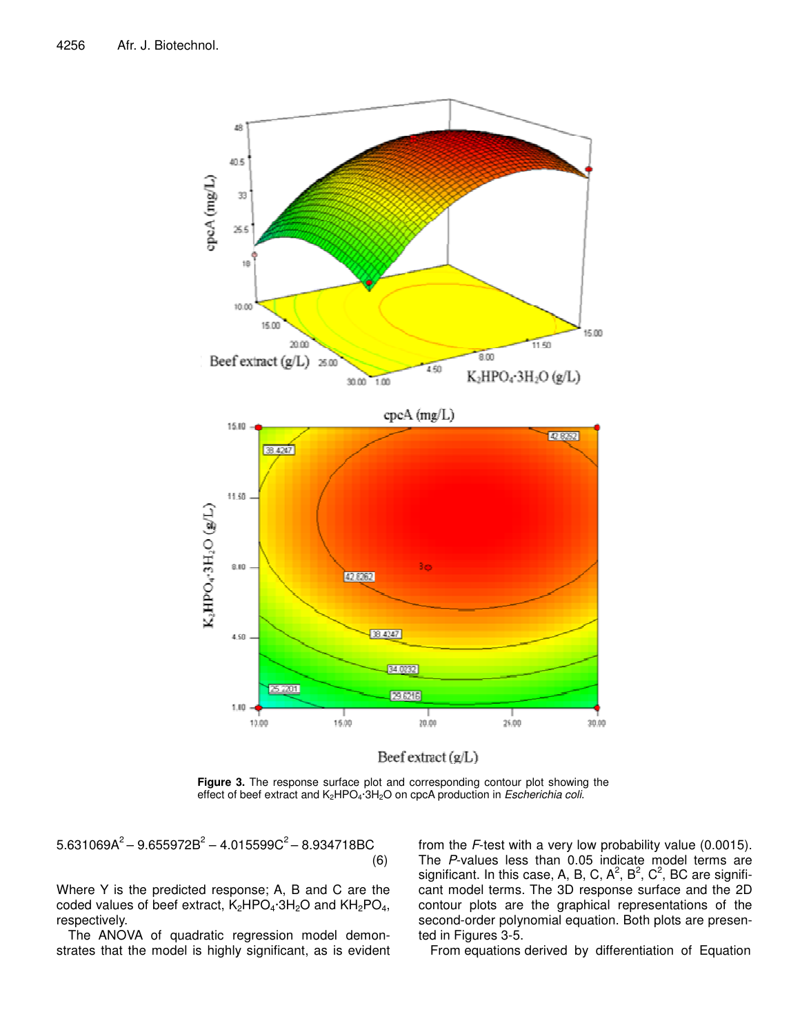**Figure 3.** The response surface plot and corresponding contour plot showing the effect of beef extract and $K_2HPO_4{\cdot}3H_2O$ on cpcA production in *Escherichia coli*.

$$5.631069A^2 - 9.655972B^2 - 4.015599C^2 - 8.934718BC \quad (6)$$

Where Y is the predicted response; A, B and C are the coded values of beef extract, $K_2HPO_4{\cdot}3H_2O$ and $KH_2PO_4$, respectively.

The ANOVA of quadratic regression model demonstrates that the model is highly significant, as is evident from the *F*-test with a very low probability value (0.0015). The *P*-values less than 0.05 indicate model terms are significant. In this case, A, B, C, $A^2$, $B^2$, $C^2$, BC are significant model terms. The 3D response surface and the 2D contour plots are the graphical representations of the second-order polynomial equation. Both plots are presented in Figures 3-5.

From equations derived by differentiation of Equation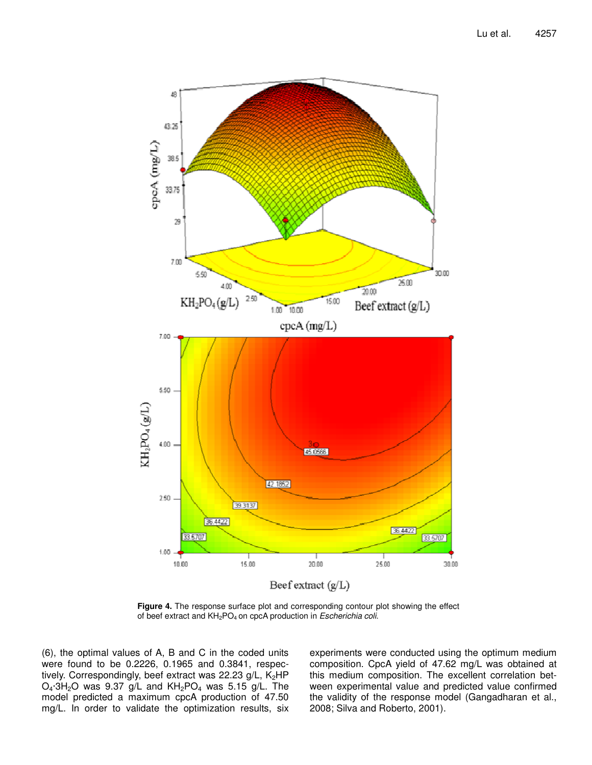cpcA (mg/L)

48

43.25

38.5

33.75

29

7.00

5.50

4.00

2.50

1.00

10.00

15.00

20.00

25.00

30.00

$KH_2PO_4$ (g/L)

Beef extract (g/L)

cpcA (mg/L)

7.00

5.50

4.00

2.50

1.00

10.00

15.00

20.00

25.00

30.00

$KH_2PO_4$ (g/L)

Beef extract (g/L)

3

45.0566

42.1852

39.3137

36.4422

33.5707

36.4422

33.5707

**Figure 4.** The response surface plot and corresponding contour plot showing the effect of beef extract and $KH_2PO_4$ on cpcA production in *Escherichia coli*.

(6), the optimal values of A, B and C in the coded units were found to be 0.2226, 0.1965 and 0.3841, respectively. Correspondingly, beef extract was 22.23 g/L, $K_2HPO_4 \cdot 3H_2O$ was 9.37 g/L and $KH_2PO_4$ was 5.15 g/L. The model predicted a maximum cpcA production of 47.50 mg/L. In order to validate the optimization results, six experiments were conducted using the optimum medium composition. CpcA yield of 47.62 mg/L was obtained at this medium composition. The excellent correlation between experimental value and predicted value confirmed the validity of the response model (Gangadharan et al., 2008; Silva and Roberto, 2001).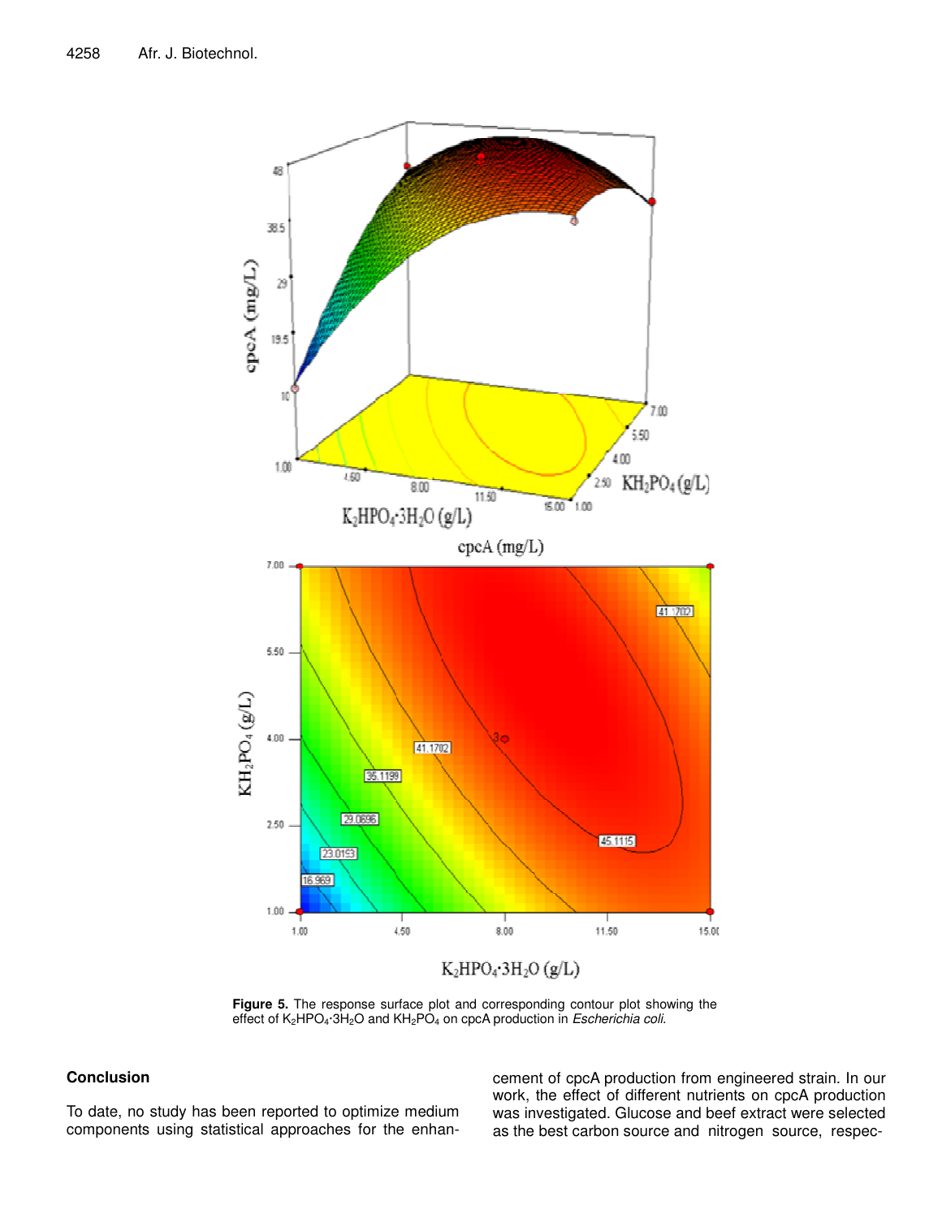cpcA (mg/L)

48

38.5

29

19.5

10

1.00

4.50

8.00

11.50

15.00

$K_2HPO_4{\cdot}3H_2O$ (g/L)

7.00

5.50

4.00

2.50

1.00

$KH_2PO_4$ (g/L)

cpcA (mg/L)

7.00

5.50

4.00

2.50

1.00

$KH_2PO_4$ (g/L)

41.1702

45.1115

3

41.1702

35.1199

29.0696

23.0193

16.969

1.00

4.50

8.00

11.50

15.00

$K_2HPO_4{\cdot}3H_2O$ (g/L)

**Figure 5.** The response surface plot and corresponding contour plot showing the effect of $K_2HPO_4{\cdot}3H_2O$ and $KH_2PO_4$ on cpcA production in *Escherichia coli*.

## Conclusion

To date, no study has been reported to optimize medium components using statistical approaches for the enhancement of cpcA production from engineered strain. In our work, the effect of different nutrients on cpcA production was investigated. Glucose and beef extract were selected as the best carbon source and nitrogen source, respec-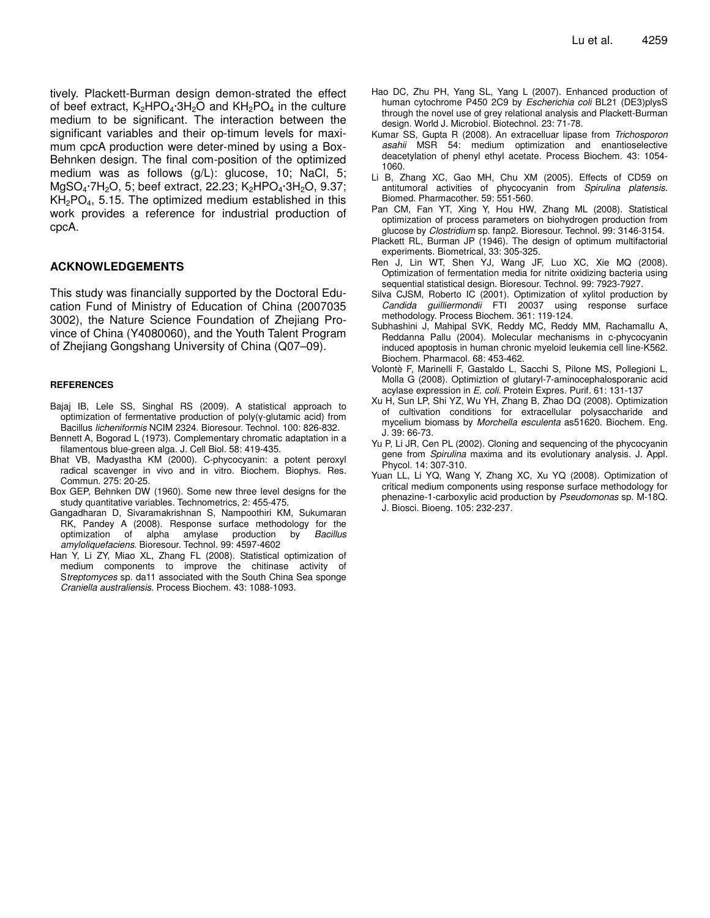tively. Plackett-Burman design demon-strated the effect of beef extract, $K_2HPO_4 \cdot 3H_2O$ and $KH_2PO_4$ in the culture medium to be significant. The interaction between the significant variables and their op-timum levels for maxi-mum cpcA production were deter-mined by using a Box-Behnken design. The final com-position of the optimized medium was as follows (g/L): glucose, 10; NaCl, 5; $MgSO_4 \cdot 7H_2O$, 5; beef extract, 22.23; $K_2HPO_4 \cdot 3H_2O$, 9.37; $KH_2PO_4$, 5.15. The optimized medium established in this work provides a reference for industrial production of cpcA.

## ACKNOWLEDGEMENTS

This study was financially supported by the Doctoral Edu-cation Fund of Ministry of Education of China (2007035 3002), the Nature Science Foundation of Zhejiang Pro-vince of China (Y4080060), and the Youth Talent Program of Zhejiang Gongshang University of China (Q07–09).

### REFERENCES

Bajaj IB, Lele SS, Singhal RS (2009). A statistical approach to optimization of fermentative production of poly(γ-glutamic acid) from Bacillus *licheniformis* NCIM 2324. Bioresour. Technol. 100: 826-832.

Bennett A, Bogorad L (1973). Complementary chromatic adaptation in a filamentous blue-green alga. J. Cell Biol. 58: 419-435.

Bhat VB, Madyastha KM (2000). C-phycocyanin: a potent peroxyl radical scavenger in vivo and in vitro. Biochem. Biophys. Res. Commun. 275: 20-25.

Box GEP, Behnken DW (1960). Some new three level designs for the study quantitative variables. Technometrics, 2: 455-475.

Gangadharan D, Sivaramakrishnan S, Nampoothiri KM, Sukumaran RK, Pandey A (2008). Response surface methodology for the optimization of alpha amylase production by *Bacillus amyloliquefaciens*. Bioresour. Technol. 99: 4597-4602

Han Y, Li ZY, Miao XL, Zhang FL (2008). Statistical optimization of medium components to improve the chitinase activity of S*treptomyces* sp. da11 associated with the South China Sea sponge *Craniella australiensis*. Process Biochem. 43: 1088-1093.

Hao DC, Zhu PH, Yang SL, Yang L (2007). Enhanced production of human cytochrome P450 2C9 by *Escherichia coli* BL21 (DE3)plysS through the novel use of grey relational analysis and Plackett-Burman design. World J. Microbiol. Biotechnol. 23: 71-78.

Kumar SS, Gupta R (2008). An extracelluar lipase from *Trichosporon asahii* MSR 54: medium optimization and enantioselective deacetylation of phenyl ethyl acetate. Process Biochem. 43: 1054-1060.

Li B, Zhang XC, Gao MH, Chu XM (2005). Effects of CD59 on antitumoral activities of phycocyanin from *Spirulina platensis*. Biomed. Pharmacother. 59: 551-560.

Pan CM, Fan YT, Xing Y, Hou HW, Zhang ML (2008). Statistical optimization of process parameters on biohydrogen production from glucose by *Clostridium* sp. fanp2. Bioresour. Technol. 99: 3146-3154.

Plackett RL, Burman JP (1946). The design of optimum multifactorial experiments. Biometrical, 33: 305-325.

Ren J, Lin WT, Shen YJ, Wang JF, Luo XC, Xie MQ (2008). Optimization of fermentation media for nitrite oxidizing bacteria using sequential statistical design. Bioresour. Technol. 99: 7923-7927.

Silva CJSM, Roberto IC (2001). Optimization of xylitol production by *Candida guilliermondii* FTI 20037 using response surface methodology. Process Biochem. 361: 119-124.

Subhashini J, Mahipal SVK, Reddy MC, Reddy MM, Rachamallu A, Reddanna Pallu (2004). Molecular mechanisms in c-phycocyanin induced apoptosis in human chronic myeloid leukemia cell line-K562. Biochem. Pharmacol. 68: 453-462.

Volontè F, Marinelli F, Gastaldo L, Sacchi S, Pilone MS, Pollegioni L, Molla G (2008). Optimiztion of glutaryl-7-aminocephalosporanic acid acylase expression in *E. coli*. Protein Expres. Purif. 61: 131-137

Xu H, Sun LP, Shi YZ, Wu YH, Zhang B, Zhao DQ (2008). Optimization of cultivation conditions for extracellular polysaccharide and mycelium biomass by *Morchella esculenta* as51620. Biochem. Eng. J. 39: 66-73.

Yu P, Li JR, Cen PL (2002). Cloning and sequencing of the phycocyanin gene from *Spirulina* maxima and its evolutionary analysis. J. Appl. Phycol. 14: 307-310.

Yuan LL, Li YQ, Wang Y, Zhang XC, Xu YQ (2008). Optimization of critical medium components using response surface methodology for phenazine-1-carboxylic acid production by *Pseudomonas* sp. M-18Q. J. Biosci. Bioeng. 105: 232-237.